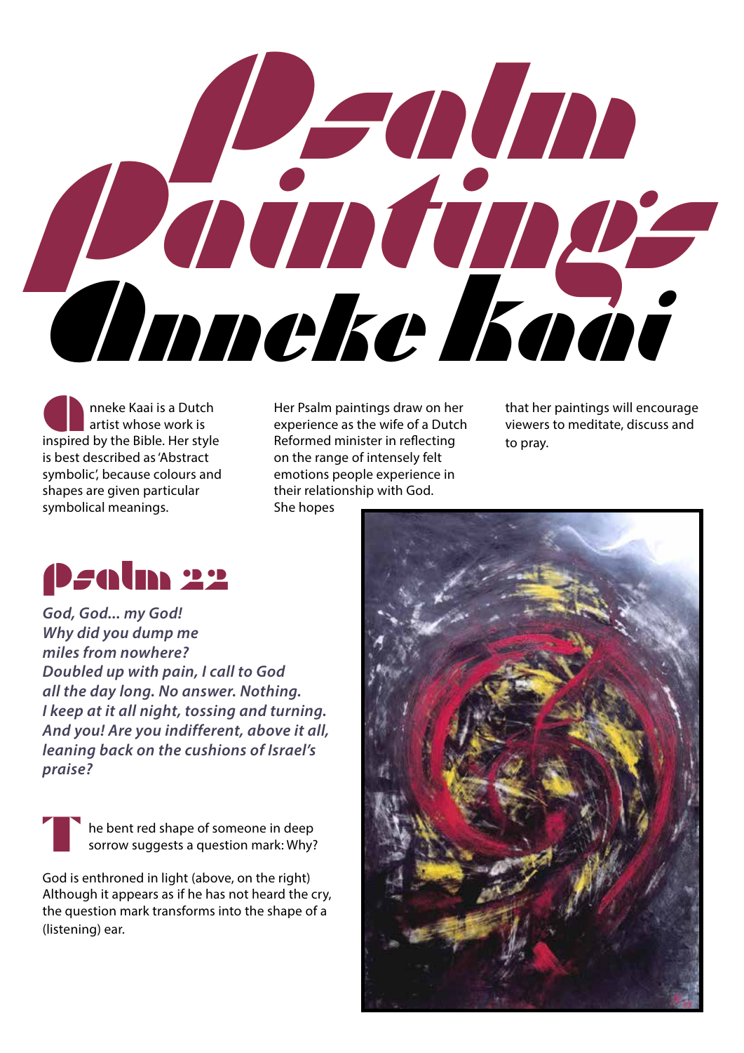# Psalm Paintings

## Anneke Kaai

Anneke Kaai is a Dutch artist whose work is inspired by the Bible. Her style is best described as 'Abstract symbolic', because colours and shapes are given particular symbolical meanings.

Her Psalm paintings draw on her experience as the wife of a Dutch Reformed minister in reflecting on the range of intensely felt emotions people experience in their relationship with God. She hopes that her paintings will encourage viewers to meditate, discuss and to pray.

## Psalm 22

***God, God... my God!***
***Why did you dump me***
***miles from nowhere?***
***Doubled up with pain, I call to God***
***all the day long. No answer. Nothing.***
***I keep at it all night, tossing and turning.***
***And you! Are you indifferent, above it all,***
***leaning back on the cushions of Israel's***
***praise?***

The bent red shape of someone in deep sorrow suggests a question mark: Why?

God is enthroned in light (above, on the right) Although it appears as if he has not heard the cry, the question mark transforms into the shape of a (listening) ear.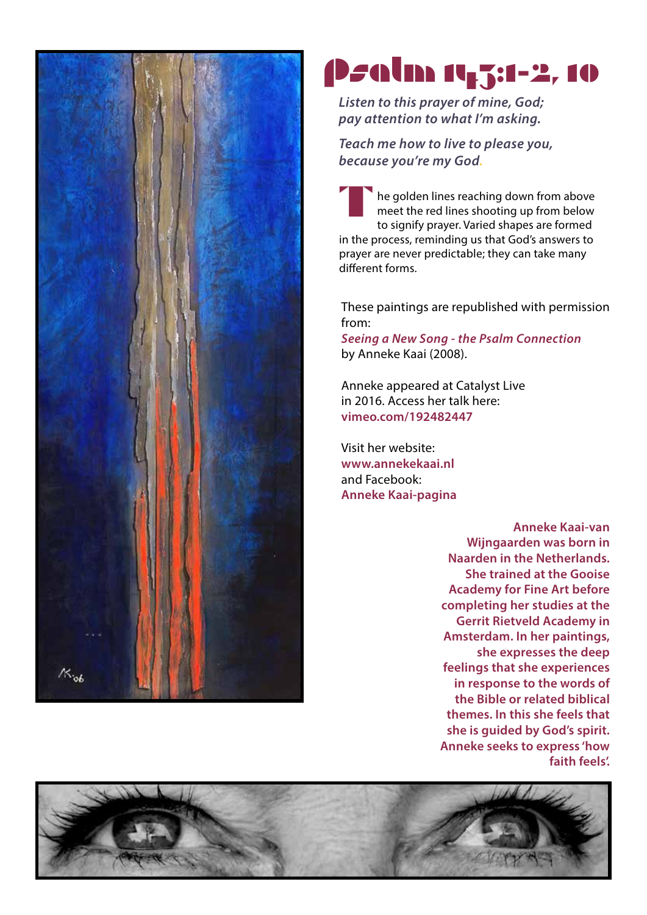# Psalm 143:1-2, 10

*Listen to this prayer of mine, God;*
*pay attention to what I'm asking.*

*Teach me how to live to please you,*
*because you're my God.*

The golden lines reaching down from above meet the red lines shooting up from below to signify prayer. Varied shapes are formed in the process, reminding us that God's answers to prayer are never predictable; they can take many different forms.

These paintings are republished with permission from:
*Seeing a New Song - the Psalm Connection*
by Anneke Kaai (2008).

Anneke appeared at Catalyst Live in 2016. Access her talk here:
**vimeo.com/192482447**

Visit her website:
**www.annekekaai.nl**
and Facebook:
**Anneke Kaai-pagina**

**Anneke Kaai-van Wijngaarden was born in Naarden in the Netherlands. She trained at the Gooise Academy for Fine Art before completing her studies at the Gerrit Rietveld Academy in Amsterdam. In her paintings, she expresses the deep feelings that she experiences in response to the words of the Bible or related biblical themes. In this she feels that she is guided by God's spirit. Anneke seeks to express 'how faith feels'.**